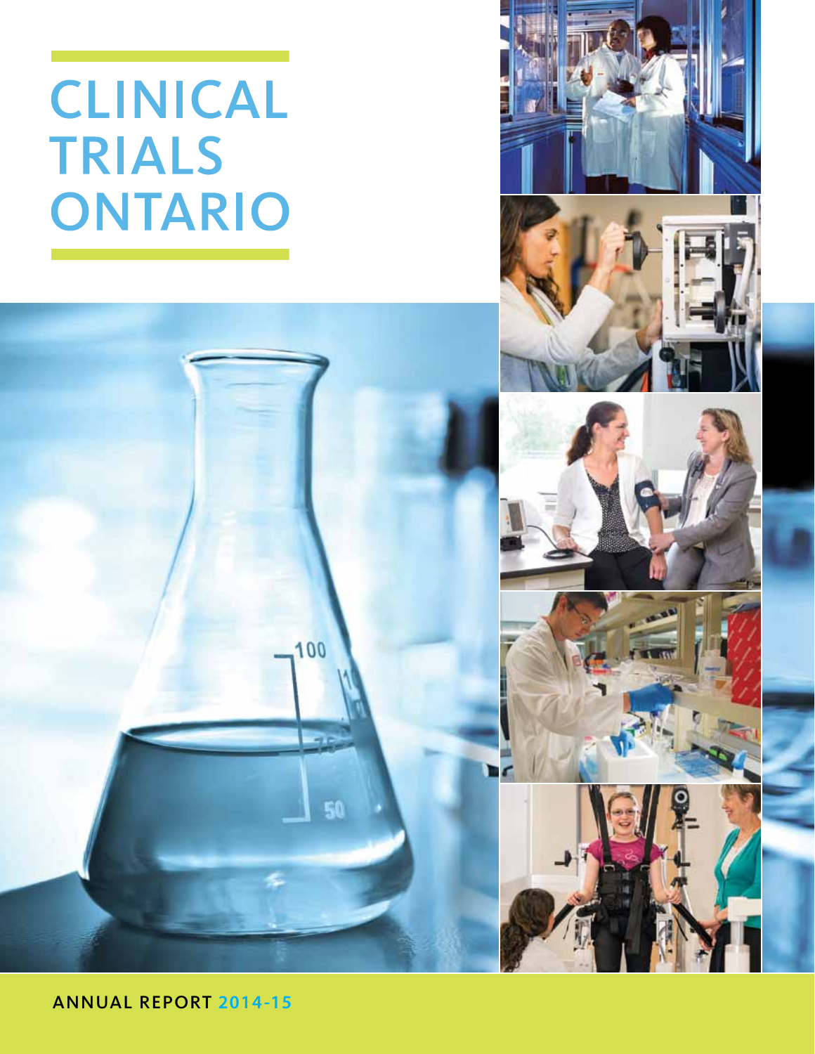# CLINICAL TRIALS ONTARIO

ANNUAL REPORT 2014-15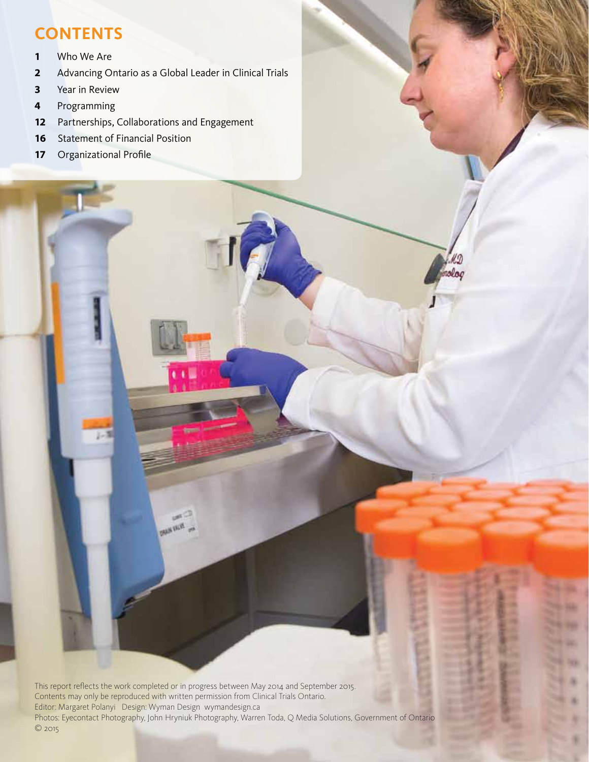## CONTENTS

**1** Who We Are
**2** Advancing Ontario as a Global Leader in Clinical Trials
**3** Year in Review
**4** Programming
**12** Partnerships, Collaborations and Engagement
**16** Statement of Financial Position
**17** Organizational Profile

This report reflects the work completed or in progress between May 2014 and September 2015.
Contents may only be reproduced with written permission from Clinical Trials Ontario.
Editor: Margaret Polanyi Design: Wyman Design wymandesign.ca
Photos: Eyecontact Photography, John Hryniuk Photography, Warren Toda, Q Media Solutions, Government of Ontario
© 2015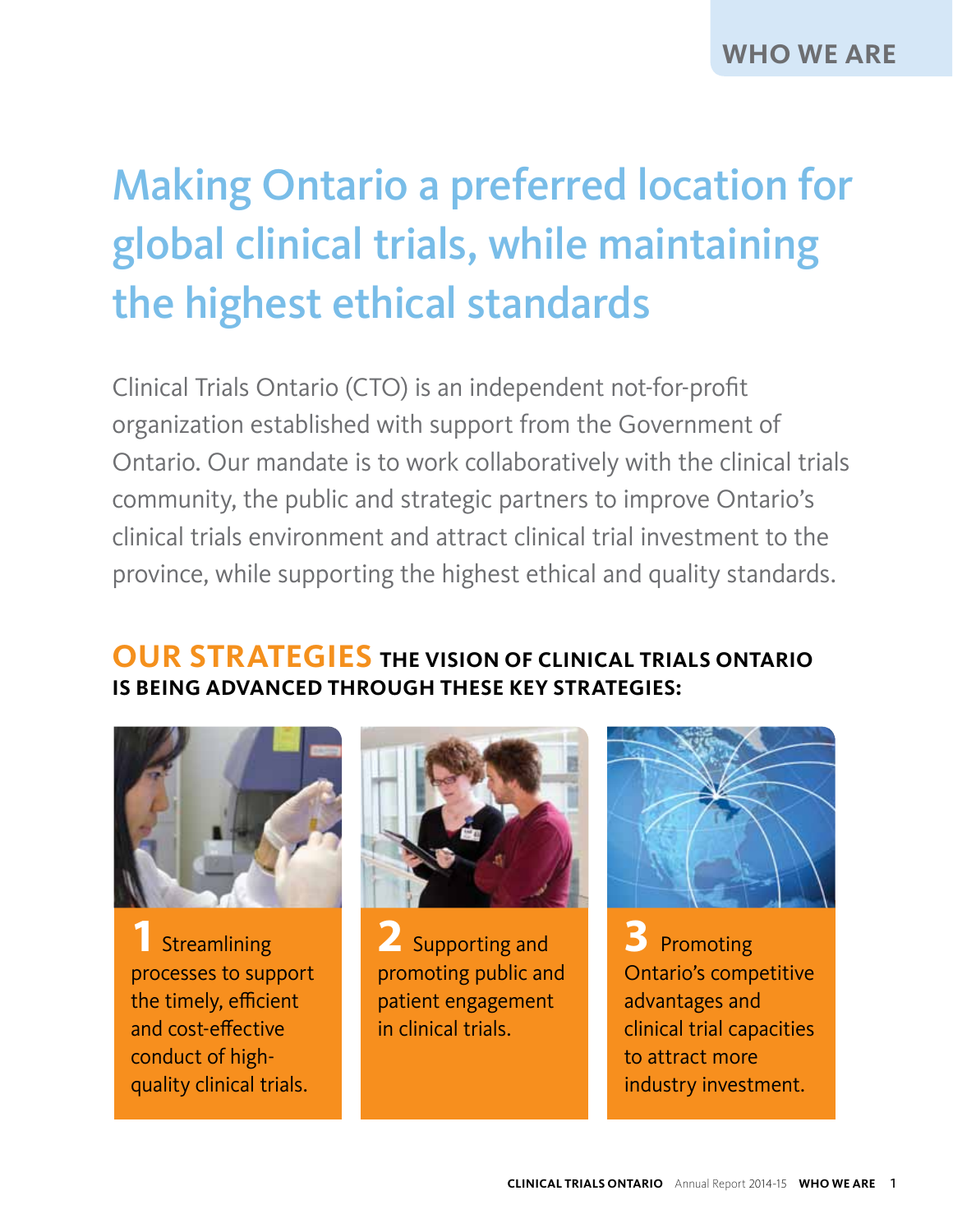# Making Ontario a preferred location for global clinical trials, while maintaining the highest ethical standards

Clinical Trials Ontario (CTO) is an independent not-for-profit organization established with support from the Government of Ontario. Our mandate is to work collaboratively with the clinical trials community, the public and strategic partners to improve Ontario's clinical trials environment and attract clinical trial investment to the province, while supporting the highest ethical and quality standards.

## OUR STRATEGIES THE VISION OF CLINICAL TRIALS ONTARIO IS BEING ADVANCED THROUGH THESE KEY STRATEGIES:

**1** Streamlining processes to support the timely, efficient and cost-effective conduct of high-quality clinical trials.

**2** Supporting and promoting public and patient engagement in clinical trials.

**3** Promoting Ontario's competitive advantages and clinical trial capacities to attract more industry investment.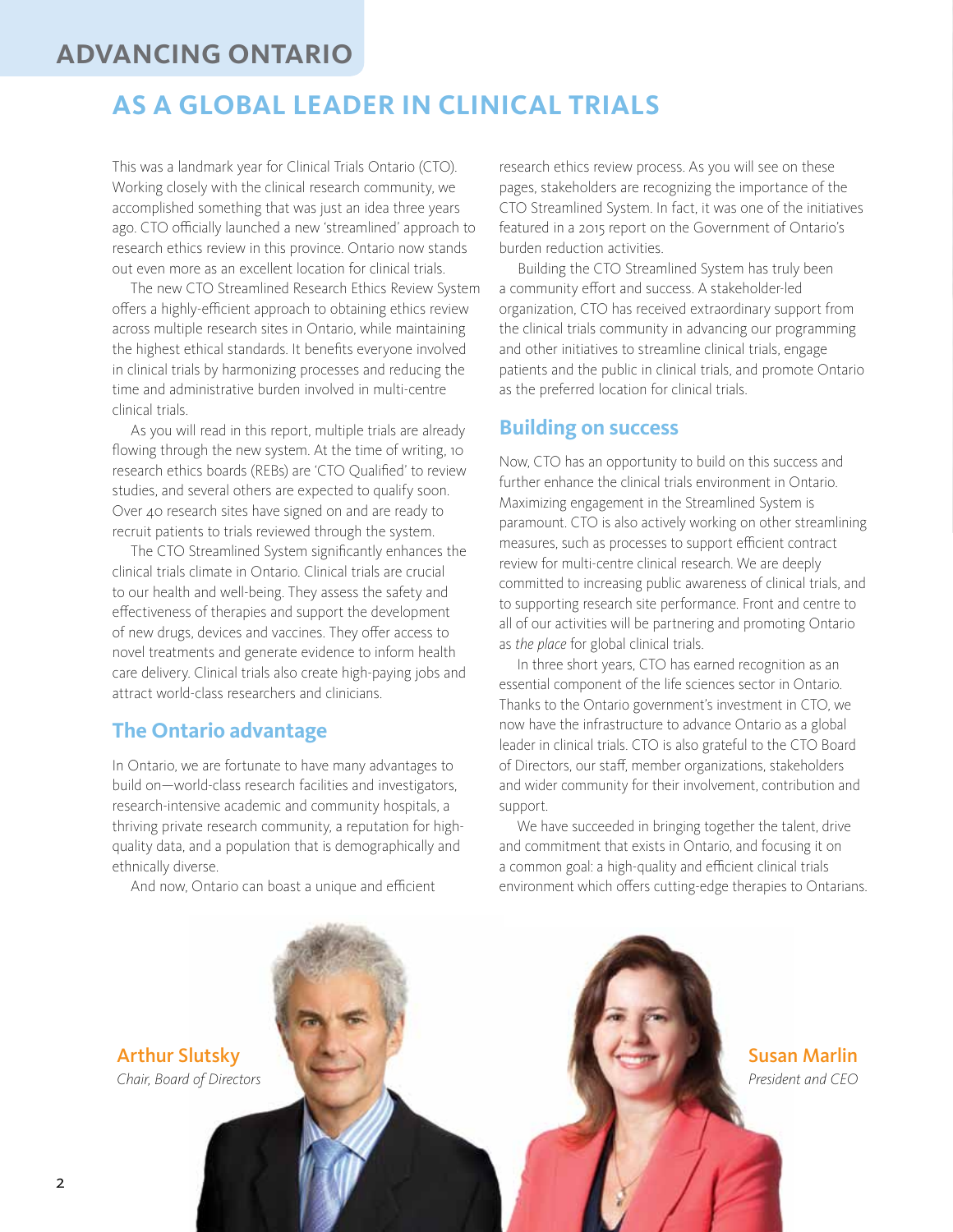# ADVANCING ONTARIO

# AS A GLOBAL LEADER IN CLINICAL TRIALS

This was a landmark year for Clinical Trials Ontario (CTO). Working closely with the clinical research community, we accomplished something that was just an idea three years ago. CTO officially launched a new 'streamlined' approach to research ethics review in this province. Ontario now stands out even more as an excellent location for clinical trials.

The new CTO Streamlined Research Ethics Review System offers a highly-efficient approach to obtaining ethics review across multiple research sites in Ontario, while maintaining the highest ethical standards. It benefits everyone involved in clinical trials by harmonizing processes and reducing the time and administrative burden involved in multi-centre clinical trials.

As you will read in this report, multiple trials are already flowing through the new system. At the time of writing, 10 research ethics boards (REBs) are 'CTO Qualified' to review studies, and several others are expected to qualify soon. Over 40 research sites have signed on and are ready to recruit patients to trials reviewed through the system.

The CTO Streamlined System significantly enhances the clinical trials climate in Ontario. Clinical trials are crucial to our health and well-being. They assess the safety and effectiveness of therapies and support the development of new drugs, devices and vaccines. They offer access to novel treatments and generate evidence to inform health care delivery. Clinical trials also create high-paying jobs and attract world-class researchers and clinicians.

## The Ontario advantage

In Ontario, we are fortunate to have many advantages to build on—world-class research facilities and investigators, research-intensive academic and community hospitals, a thriving private research community, a reputation for high-quality data, and a population that is demographically and ethnically diverse.

And now, Ontario can boast a unique and efficient research ethics review process. As you will see on these pages, stakeholders are recognizing the importance of the CTO Streamlined System. In fact, it was one of the initiatives featured in a 2015 report on the Government of Ontario's burden reduction activities.

Building the CTO Streamlined System has truly been a community effort and success. A stakeholder-led organization, CTO has received extraordinary support from the clinical trials community in advancing our programming and other initiatives to streamline clinical trials, engage patients and the public in clinical trials, and promote Ontario as the preferred location for clinical trials.

## Building on success

Now, CTO has an opportunity to build on this success and further enhance the clinical trials environment in Ontario. Maximizing engagement in the Streamlined System is paramount. CTO is also actively working on other streamlining measures, such as processes to support efficient contract review for multi-centre clinical research. We are deeply committed to increasing public awareness of clinical trials, and to supporting research site performance. Front and centre to all of our activities will be partnering and promoting Ontario as *the place* for global clinical trials.

In three short years, CTO has earned recognition as an essential component of the life sciences sector in Ontario. Thanks to the Ontario government's investment in CTO, we now have the infrastructure to advance Ontario as a global leader in clinical trials. CTO is also grateful to the CTO Board of Directors, our staff, member organizations, stakeholders and wider community for their involvement, contribution and support.

We have succeeded in bringing together the talent, drive and commitment that exists in Ontario, and focusing it on a common goal: a high-quality and efficient clinical trials environment which offers cutting-edge therapies to Ontarians.

**Arthur Slutsky**
*Chair, Board of Directors*

**Susan Marlin**
*President and CEO*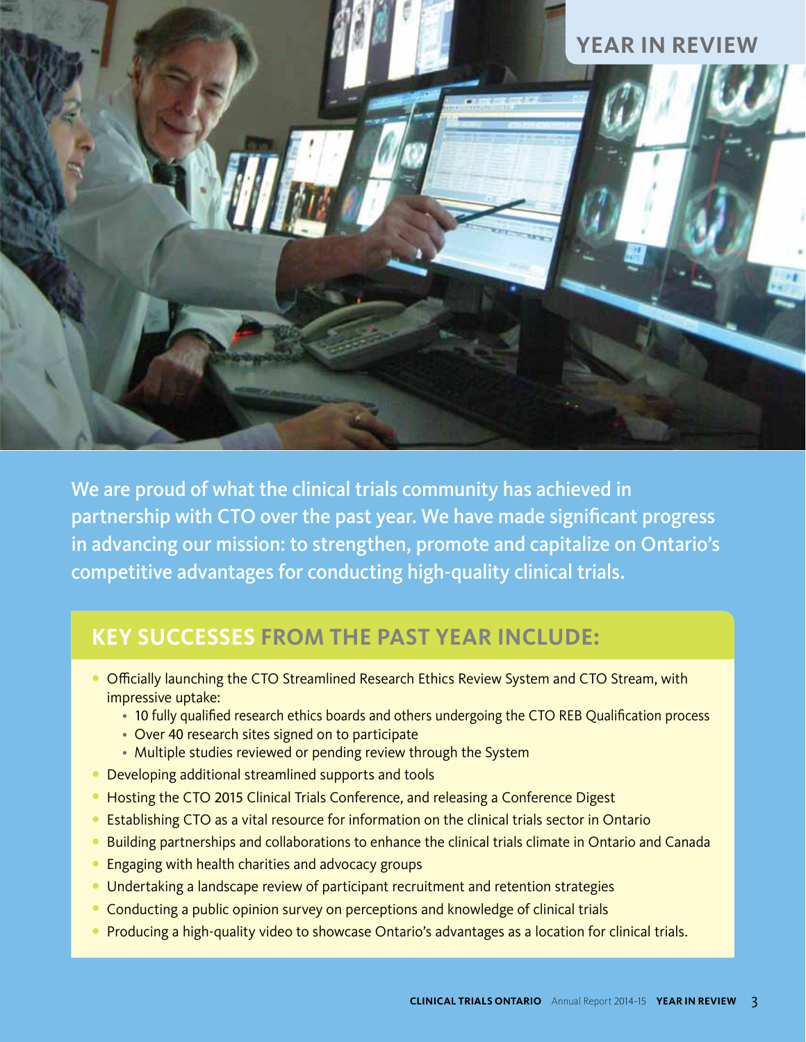# YEAR IN REVIEW

We are proud of what the clinical trials community has achieved in partnership with CTO over the past year. We have made significant progress in advancing our mission: to strengthen, promote and capitalize on Ontario's competitive advantages for conducting high-quality clinical trials.

## KEY SUCCESSES FROM THE PAST YEAR INCLUDE:

- Officially launching the CTO Streamlined Research Ethics Review System and CTO Stream, with impressive uptake:
  - 10 fully qualified research ethics boards and others undergoing the CTO REB Qualification process
  - Over 40 research sites signed on to participate
  - Multiple studies reviewed or pending review through the System
- Developing additional streamlined supports and tools
- Hosting the CTO 2015 Clinical Trials Conference, and releasing a Conference Digest
- Establishing CTO as a vital resource for information on the clinical trials sector in Ontario
- Building partnerships and collaborations to enhance the clinical trials climate in Ontario and Canada
- Engaging with health charities and advocacy groups
- Undertaking a landscape review of participant recruitment and retention strategies
- Conducting a public opinion survey on perceptions and knowledge of clinical trials
- Producing a high-quality video to showcase Ontario's advantages as a location for clinical trials.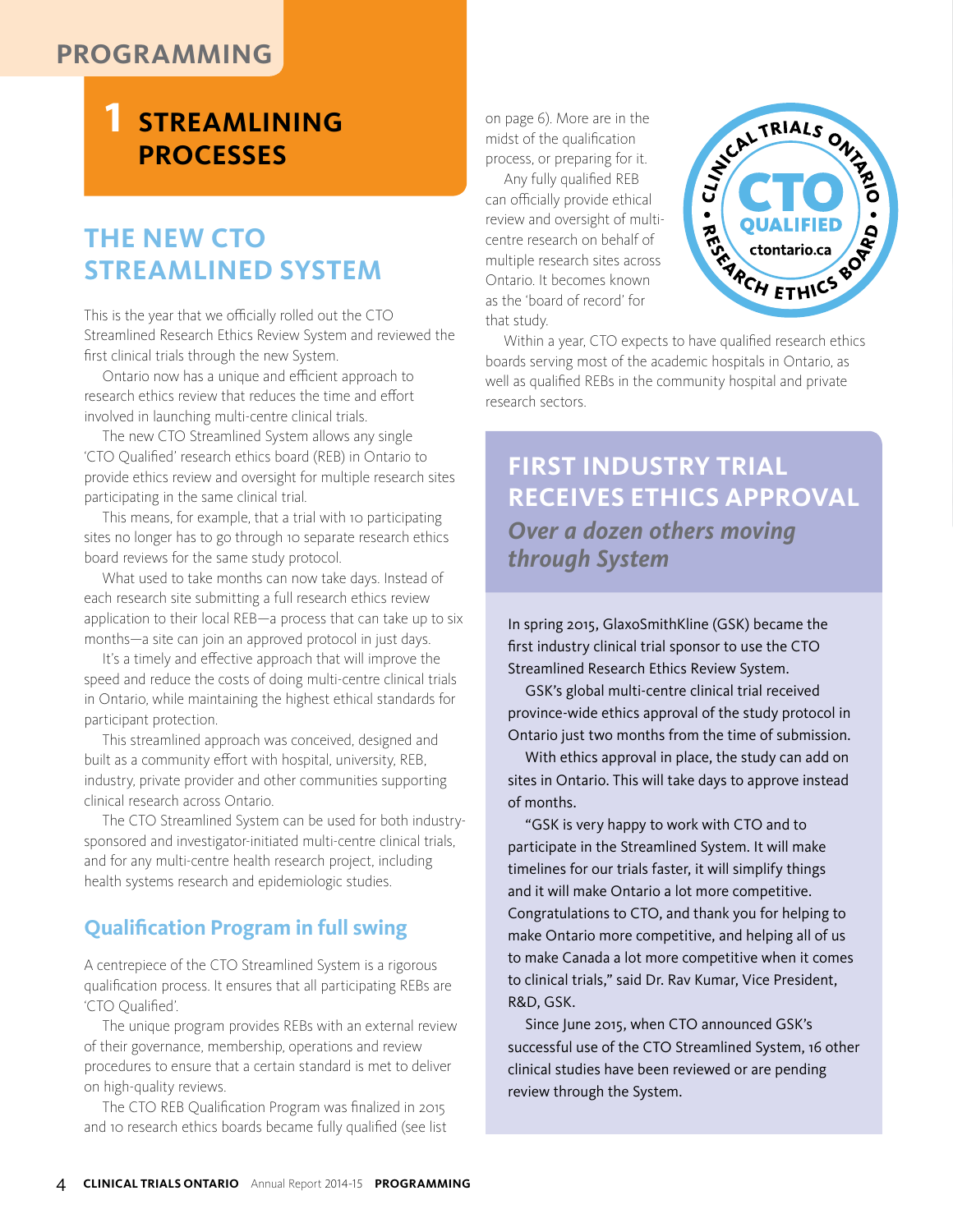# PROGRAMMING

## 1 STREAMLINING PROCESSES

## THE NEW CTO STREAMLINED SYSTEM

This is the year that we officially rolled out the CTO Streamlined Research Ethics Review System and reviewed the first clinical trials through the new System.

Ontario now has a unique and efficient approach to research ethics review that reduces the time and effort involved in launching multi-centre clinical trials.

The new CTO Streamlined System allows any single 'CTO Qualified' research ethics board (REB) in Ontario to provide ethics review and oversight for multiple research sites participating in the same clinical trial.

This means, for example, that a trial with 10 participating sites no longer has to go through 10 separate research ethics board reviews for the same study protocol.

What used to take months can now take days. Instead of each research site submitting a full research ethics review application to their local REB—a process that can take up to six months—a site can join an approved protocol in just days.

It's a timely and effective approach that will improve the speed and reduce the costs of doing multi-centre clinical trials in Ontario, while maintaining the highest ethical standards for participant protection.

This streamlined approach was conceived, designed and built as a community effort with hospital, university, REB, industry, private provider and other communities supporting clinical research across Ontario.

The CTO Streamlined System can be used for both industry-sponsored and investigator-initiated multi-centre clinical trials, and for any multi-centre health research project, including health systems research and epidemiologic studies.

### Qualification Program in full swing

A centrepiece of the CTO Streamlined System is a rigorous qualification process. It ensures that all participating REBs are 'CTO Qualified'.

The unique program provides REBs with an external review of their governance, membership, operations and review procedures to ensure that a certain standard is met to deliver on high-quality reviews.

The CTO REB Qualification Program was finalized in 2015 and 10 research ethics boards became fully qualified (see list on page 6). More are in the midst of the qualification process, or preparing for it.

Any fully qualified REB can officially provide ethical review and oversight of multi-centre research on behalf of multiple research sites across Ontario. It becomes known as the 'board of record' for that study.

Within a year, CTO expects to have qualified research ethics boards serving most of the academic hospitals in Ontario, as well as qualified REBs in the community hospital and private research sectors.

CLINICAL TRIALS ONTARIO • CTO QUALIFIED • ctontario.ca • RESEARCH ETHICS BOARD

## FIRST INDUSTRY TRIAL RECEIVES ETHICS APPROVAL

### *Over a dozen others moving through System*

In spring 2015, GlaxoSmithKline (GSK) became the first industry clinical trial sponsor to use the CTO Streamlined Research Ethics Review System.

GSK's global multi-centre clinical trial received province-wide ethics approval of the study protocol in Ontario just two months from the time of submission.

With ethics approval in place, the study can add on sites in Ontario. This will take days to approve instead of months.

"GSK is very happy to work with CTO and to participate in the Streamlined System. It will make timelines for our trials faster, it will simplify things and it will make Ontario a lot more competitive. Congratulations to CTO, and thank you for helping to make Ontario more competitive, and helping all of us to make Canada a lot more competitive when it comes to clinical trials," said Dr. Rav Kumar, Vice President, R&D, GSK.

Since June 2015, when CTO announced GSK's successful use of the CTO Streamlined System, 16 other clinical studies have been reviewed or are pending review through the System.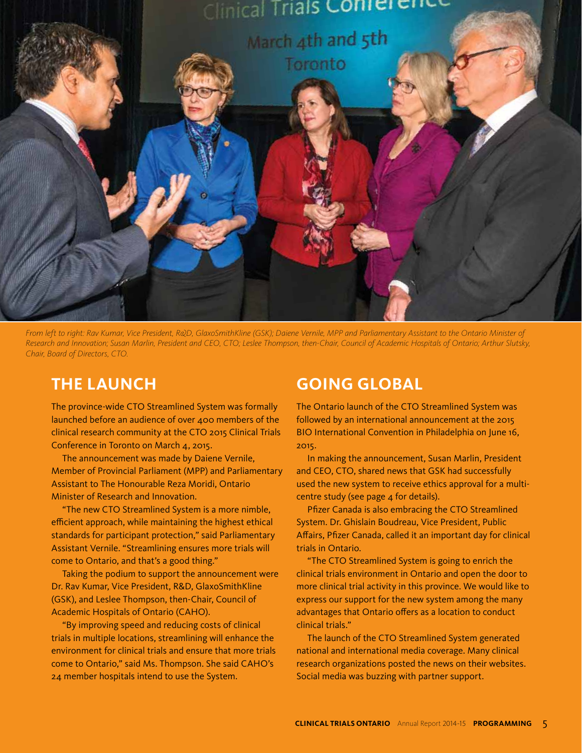*From left to right: Rav Kumar, Vice President, R&D, GlaxoSmithKline (GSK); Daiene Vernile, MPP and Parliamentary Assistant to the Ontario Minister of Research and Innovation; Susan Marlin, President and CEO, CTO; Leslee Thompson, then-Chair, Council of Academic Hospitals of Ontario; Arthur Slutsky, Chair, Board of Directors, CTO.*

## THE LAUNCH

The province-wide CTO Streamlined System was formally launched before an audience of over 400 members of the clinical research community at the CTO 2015 Clinical Trials Conference in Toronto on March 4, 2015.

The announcement was made by Daiene Vernile, Member of Provincial Parliament (MPP) and Parliamentary Assistant to The Honourable Reza Moridi, Ontario Minister of Research and Innovation.

"The new CTO Streamlined System is a more nimble, efficient approach, while maintaining the highest ethical standards for participant protection," said Parliamentary Assistant Vernile. "Streamlining ensures more trials will come to Ontario, and that's a good thing."

Taking the podium to support the announcement were Dr. Rav Kumar, Vice President, R&D, GlaxoSmithKline (GSK), and Leslee Thompson, then-Chair, Council of Academic Hospitals of Ontario (CAHO).

"By improving speed and reducing costs of clinical trials in multiple locations, streamlining will enhance the environment for clinical trials and ensure that more trials come to Ontario," said Ms. Thompson. She said CAHO's 24 member hospitals intend to use the System.

## GOING GLOBAL

The Ontario launch of the CTO Streamlined System was followed by an international announcement at the 2015 BIO International Convention in Philadelphia on June 16, 2015.

In making the announcement, Susan Marlin, President and CEO, CTO, shared news that GSK had successfully used the new system to receive ethics approval for a multi-centre study (see page 4 for details).

Pfizer Canada is also embracing the CTO Streamlined System. Dr. Ghislain Boudreau, Vice President, Public Affairs, Pfizer Canada, called it an important day for clinical trials in Ontario.

"The CTO Streamlined System is going to enrich the clinical trials environment in Ontario and open the door to more clinical trial activity in this province. We would like to express our support for the new system among the many advantages that Ontario offers as a location to conduct clinical trials."

The launch of the CTO Streamlined System generated national and international media coverage. Many clinical research organizations posted the news on their websites. Social media was buzzing with partner support.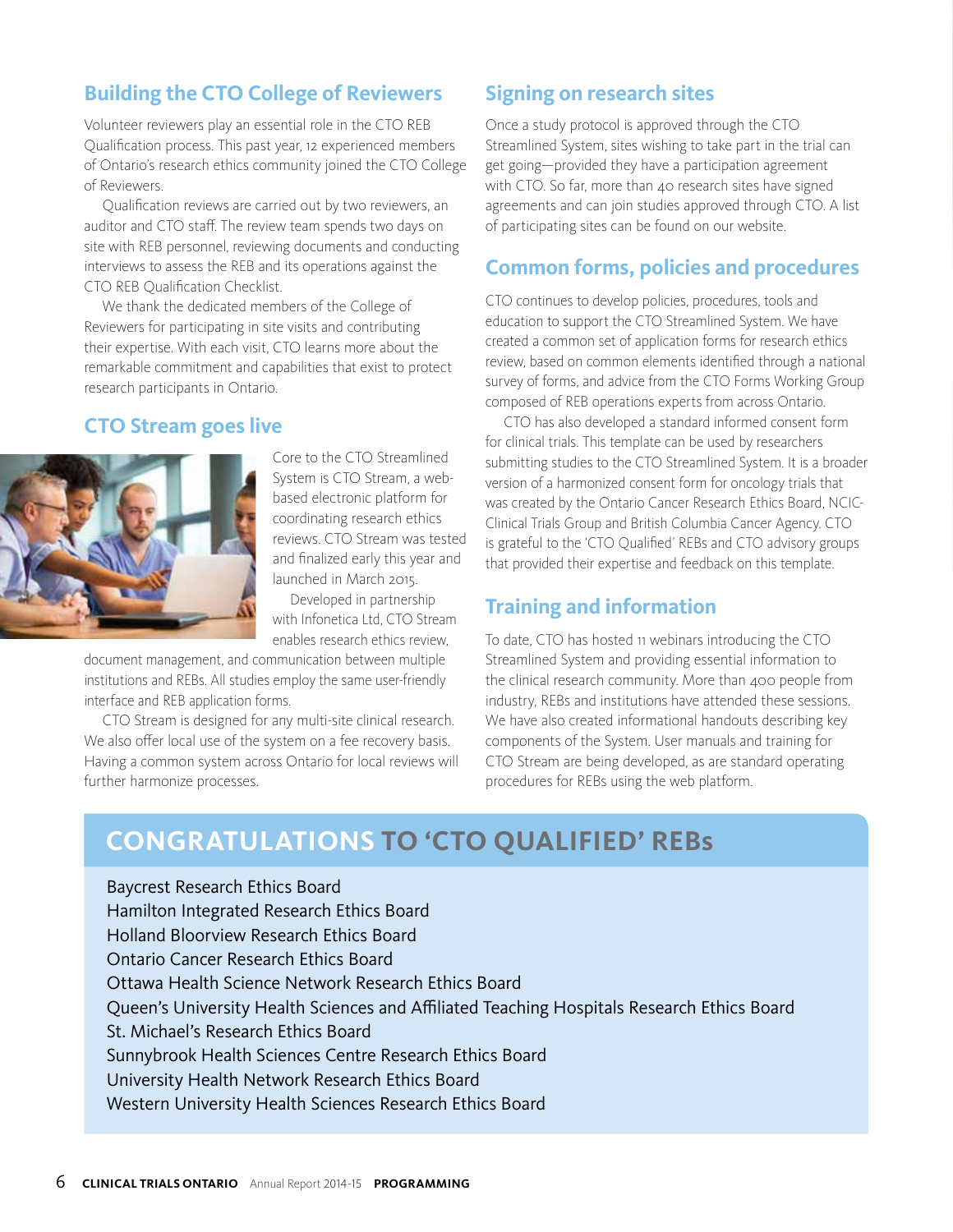## Building the CTO College of Reviewers

Volunteer reviewers play an essential role in the CTO REB Qualification process. This past year, 12 experienced members of Ontario's research ethics community joined the CTO College of Reviewers.

Qualification reviews are carried out by two reviewers, an auditor and CTO staff. The review team spends two days on site with REB personnel, reviewing documents and conducting interviews to assess the REB and its operations against the CTO REB Qualification Checklist.

We thank the dedicated members of the College of Reviewers for participating in site visits and contributing their expertise. With each visit, CTO learns more about the remarkable commitment and capabilities that exist to protect research participants in Ontario.

## CTO Stream goes live

Core to the CTO Streamlined System is CTO Stream, a web-based electronic platform for coordinating research ethics reviews. CTO Stream was tested and finalized early this year and launched in March 2015.

Developed in partnership with Infonetica Ltd, CTO Stream enables research ethics review, document management, and communication between multiple institutions and REBs. All studies employ the same user-friendly interface and REB application forms.

CTO Stream is designed for any multi-site clinical research. We also offer local use of the system on a fee recovery basis. Having a common system across Ontario for local reviews will further harmonize processes.

## Signing on research sites

Once a study protocol is approved through the CTO Streamlined System, sites wishing to take part in the trial can get going—provided they have a participation agreement with CTO. So far, more than 40 research sites have signed agreements and can join studies approved through CTO. A list of participating sites can be found on our website.

## Common forms, policies and procedures

CTO continues to develop policies, procedures, tools and education to support the CTO Streamlined System. We have created a common set of application forms for research ethics review, based on common elements identified through a national survey of forms, and advice from the CTO Forms Working Group composed of REB operations experts from across Ontario.

CTO has also developed a standard informed consent form for clinical trials. This template can be used by researchers submitting studies to the CTO Streamlined System. It is a broader version of a harmonized consent form for oncology trials that was created by the Ontario Cancer Research Ethics Board, NCIC-Clinical Trials Group and British Columbia Cancer Agency. CTO is grateful to the 'CTO Qualified' REBs and CTO advisory groups that provided their expertise and feedback on this template.

## Training and information

To date, CTO has hosted 11 webinars introducing the CTO Streamlined System and providing essential information to the clinical research community. More than 400 people from industry, REBs and institutions have attended these sessions. We have also created informational handouts describing key components of the System. User manuals and training for CTO Stream are being developed, as are standard operating procedures for REBs using the web platform.

## CONGRATULATIONS TO 'CTO QUALIFIED' REBs

Baycrest Research Ethics Board
Hamilton Integrated Research Ethics Board
Holland Bloorview Research Ethics Board
Ontario Cancer Research Ethics Board
Ottawa Health Science Network Research Ethics Board
Queen's University Health Sciences and Affiliated Teaching Hospitals Research Ethics Board
St. Michael's Research Ethics Board
Sunnybrook Health Sciences Centre Research Ethics Board
University Health Network Research Ethics Board
Western University Health Sciences Research Ethics Board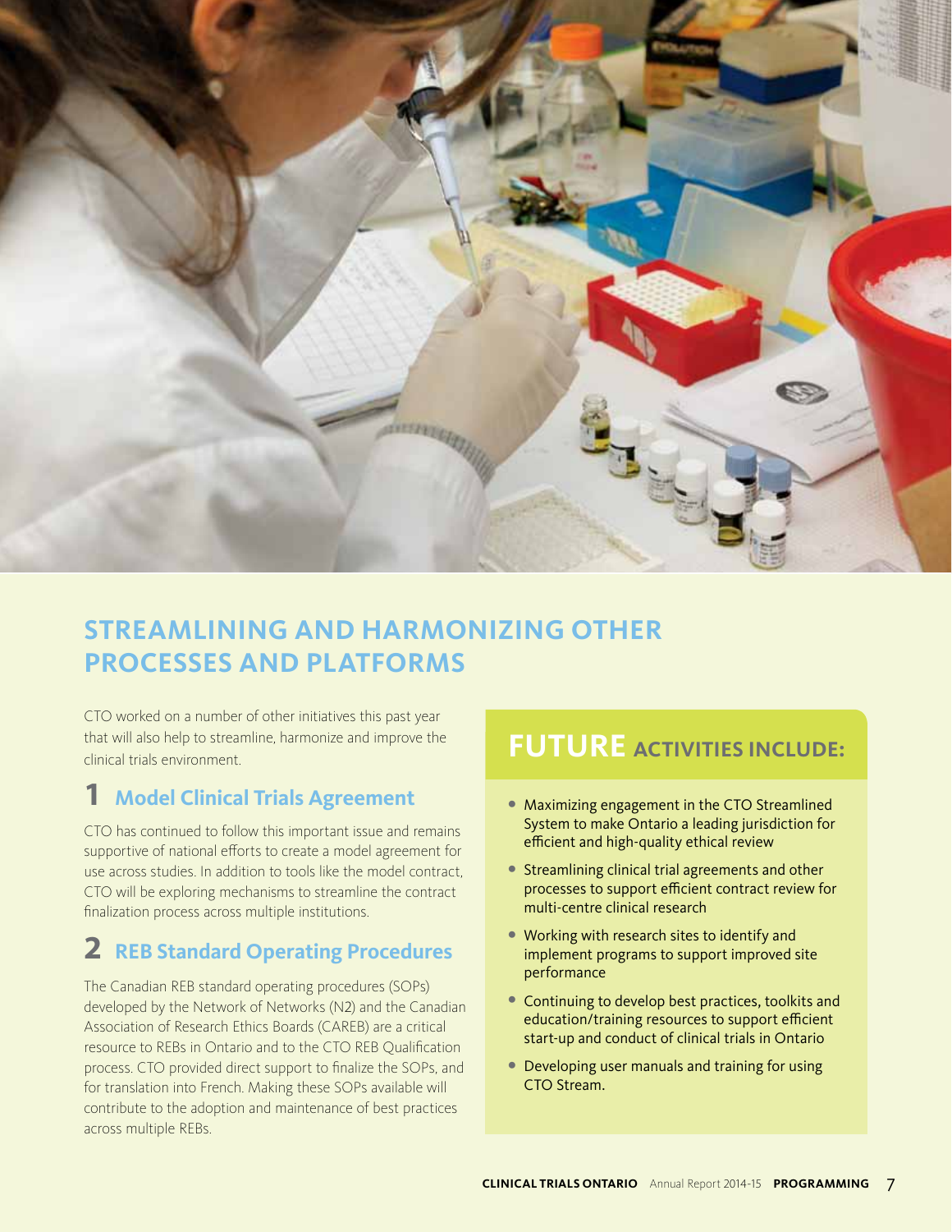## STREAMLINING AND HARMONIZING OTHER PROCESSES AND PLATFORMS

CTO worked on a number of other initiatives this past year that will also help to streamline, harmonize and improve the clinical trials environment.

### 1 Model Clinical Trials Agreement

CTO has continued to follow this important issue and remains supportive of national efforts to create a model agreement for use across studies. In addition to tools like the model contract, CTO will be exploring mechanisms to streamline the contract finalization process across multiple institutions.

### 2 REB Standard Operating Procedures

The Canadian REB standard operating procedures (SOPs) developed by the Network of Networks (N2) and the Canadian Association of Research Ethics Boards (CAREB) are a critical resource to REBs in Ontario and to the CTO REB Qualification process. CTO provided direct support to finalize the SOPs, and for translation into French. Making these SOPs available will contribute to the adoption and maintenance of best practices across multiple REBs.

### FUTURE ACTIVITIES INCLUDE:

- Maximizing engagement in the CTO Streamlined System to make Ontario a leading jurisdiction for efficient and high-quality ethical review
- Streamlining clinical trial agreements and other processes to support efficient contract review for multi-centre clinical research
- Working with research sites to identify and implement programs to support improved site performance
- Continuing to develop best practices, toolkits and education/training resources to support efficient start-up and conduct of clinical trials in Ontario
- Developing user manuals and training for using CTO Stream.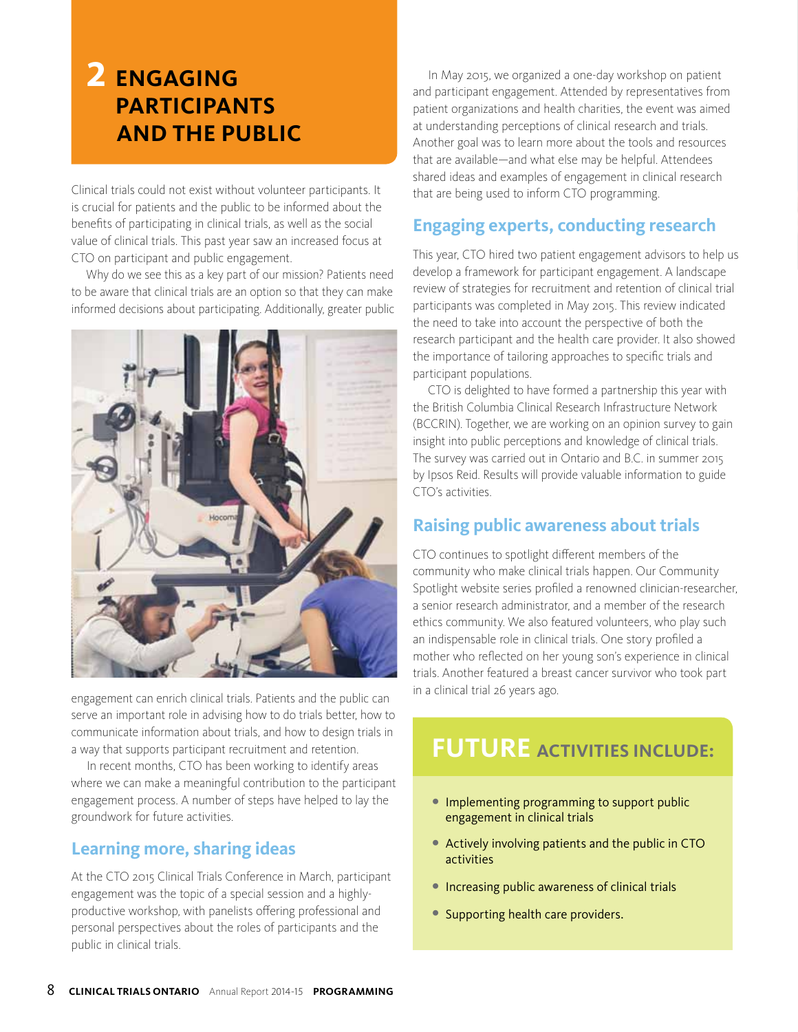# 2 ENGAGING PARTICIPANTS AND THE PUBLIC

Clinical trials could not exist without volunteer participants. It is crucial for patients and the public to be informed about the benefits of participating in clinical trials, as well as the social value of clinical trials. This past year saw an increased focus at CTO on participant and public engagement.

Why do we see this as a key part of our mission? Patients need to be aware that clinical trials are an option so that they can make informed decisions about participating. Additionally, greater public engagement can enrich clinical trials. Patients and the public can serve an important role in advising how to do trials better, how to communicate information about trials, and how to design trials in a way that supports participant recruitment and retention.

In recent months, CTO has been working to identify areas where we can make a meaningful contribution to the participant engagement process. A number of steps have helped to lay the groundwork for future activities.

## Learning more, sharing ideas

At the CTO 2015 Clinical Trials Conference in March, participant engagement was the topic of a special session and a highly-productive workshop, with panelists offering professional and personal perspectives about the roles of participants and the public in clinical trials.

In May 2015, we organized a one-day workshop on patient and participant engagement. Attended by representatives from patient organizations and health charities, the event was aimed at understanding perceptions of clinical research and trials. Another goal was to learn more about the tools and resources that are available—and what else may be helpful. Attendees shared ideas and examples of engagement in clinical research that are being used to inform CTO programming.

## Engaging experts, conducting research

This year, CTO hired two patient engagement advisors to help us develop a framework for participant engagement. A landscape review of strategies for recruitment and retention of clinical trial participants was completed in May 2015. This review indicated the need to take into account the perspective of both the research participant and the health care provider. It also showed the importance of tailoring approaches to specific trials and participant populations.

CTO is delighted to have formed a partnership this year with the British Columbia Clinical Research Infrastructure Network (BCCRIN). Together, we are working on an opinion survey to gain insight into public perceptions and knowledge of clinical trials. The survey was carried out in Ontario and B.C. in summer 2015 by Ipsos Reid. Results will provide valuable information to guide CTO's activities.

## Raising public awareness about trials

CTO continues to spotlight different members of the community who make clinical trials happen. Our Community Spotlight website series profiled a renowned clinician-researcher, a senior research administrator, and a member of the research ethics community. We also featured volunteers, who play such an indispensable role in clinical trials. One story profiled a mother who reflected on her young son's experience in clinical trials. Another featured a breast cancer survivor who took part in a clinical trial 26 years ago.

## FUTURE ACTIVITIES INCLUDE:

- Implementing programming to support public engagement in clinical trials
- Actively involving patients and the public in CTO activities
- Increasing public awareness of clinical trials
- Supporting health care providers.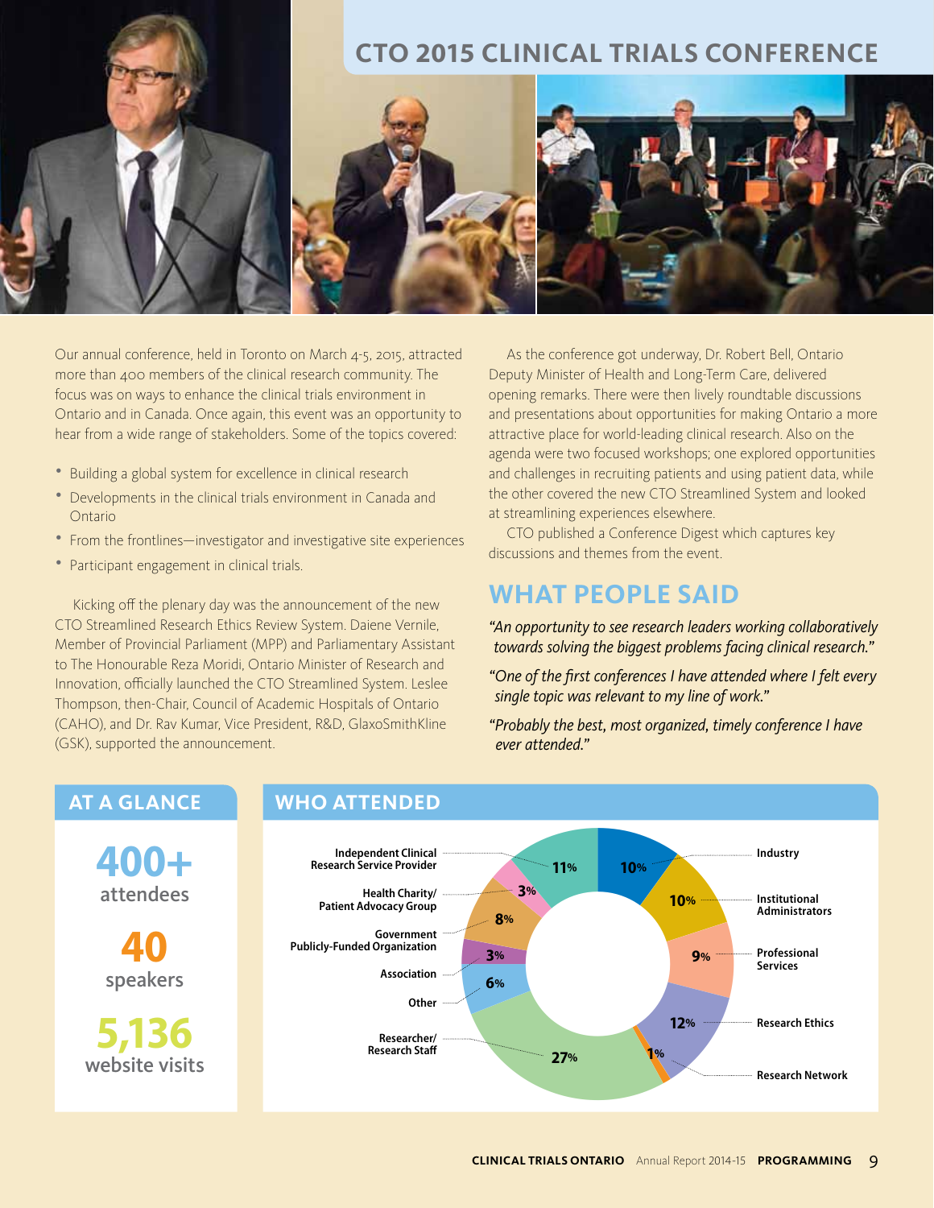# CTO 2015 CLINICAL TRIALS CONFERENCE

Our annual conference, held in Toronto on March 4-5, 2015, attracted more than 400 members of the clinical research community. The focus was on ways to enhance the clinical trials environment in Ontario and in Canada. Once again, this event was an opportunity to hear from a wide range of stakeholders. Some of the topics covered:

- Building a global system for excellence in clinical research
- Developments in the clinical trials environment in Canada and Ontario
- From the frontlines—investigator and investigative site experiences
- Participant engagement in clinical trials.

Kicking off the plenary day was the announcement of the new CTO Streamlined Research Ethics Review System. Daiene Vernile, Member of Provincial Parliament (MPP) and Parliamentary Assistant to The Honourable Reza Moridi, Ontario Minister of Research and Innovation, officially launched the CTO Streamlined System. Leslee Thompson, then-Chair, Council of Academic Hospitals of Ontario (CAHO), and Dr. Rav Kumar, Vice President, R&D, GlaxoSmithKline (GSK), supported the announcement.

As the conference got underway, Dr. Robert Bell, Ontario Deputy Minister of Health and Long-Term Care, delivered opening remarks. There were then lively roundtable discussions and presentations about opportunities for making Ontario a more attractive place for world-leading clinical research. Also on the agenda were two focused workshops; one explored opportunities and challenges in recruiting patients and using patient data, while the other covered the new CTO Streamlined System and looked at streamlining experiences elsewhere.

CTO published a Conference Digest which captures key discussions and themes from the event.

## WHAT PEOPLE SAID

*"An opportunity to see research leaders working collaboratively towards solving the biggest problems facing clinical research."*

*"One of the first conferences I have attended where I felt every single topic was relevant to my line of work."*

*"Probably the best, most organized, timely conference I have ever attended."*

## AT A GLANCE

**400+** attendees

**40** speakers

**5,136** website visits

## WHO ATTENDED

| Category | Percentage |
|---|---|
| Industry | 10% |
| Institutional Administrators | 10% |
| Professional Services | 9% |
| Research Ethics | 12% |
| Research Network | 1% |
| Researcher/Research Staff | 27% |
| Other | 6% |
| Association | 3% |
| Government Publicly-Funded Organization | 8% |
| Health Charity/Patient Advocacy Group | 3% |
| Independent Clinical Research Service Provider | 11% |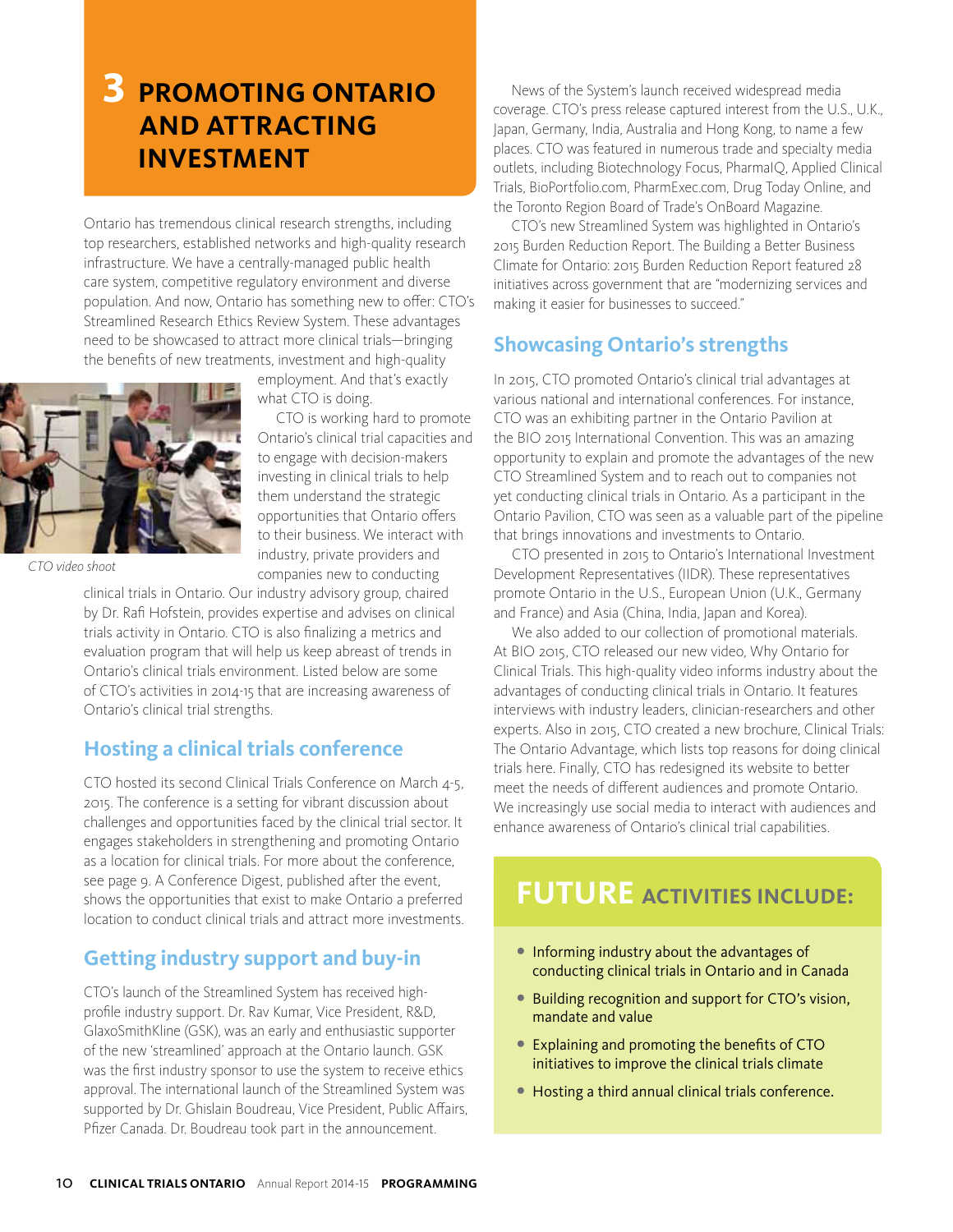# 3 PROMOTING ONTARIO AND ATTRACTING INVESTMENT

Ontario has tremendous clinical research strengths, including top researchers, established networks and high-quality research infrastructure. We have a centrally-managed public health care system, competitive regulatory environment and diverse population. And now, Ontario has something new to offer: CTO's Streamlined Research Ethics Review System. These advantages need to be showcased to attract more clinical trials—bringing the benefits of new treatments, investment and high-quality employment. And that's exactly what CTO is doing.

*CTO video shoot*

CTO is working hard to promote Ontario's clinical trial capacities and to engage with decision-makers investing in clinical trials to help them understand the strategic opportunities that Ontario offers to their business. We interact with industry, private providers and companies new to conducting clinical trials in Ontario. Our industry advisory group, chaired by Dr. Rafi Hofstein, provides expertise and advises on clinical trials activity in Ontario. CTO is also finalizing a metrics and evaluation program that will help us keep abreast of trends in Ontario's clinical trials environment. Listed below are some of CTO's activities in 2014-15 that are increasing awareness of Ontario's clinical trial strengths.

## Hosting a clinical trials conference

CTO hosted its second Clinical Trials Conference on March 4-5, 2015. The conference is a setting for vibrant discussion about challenges and opportunities faced by the clinical trial sector. It engages stakeholders in strengthening and promoting Ontario as a location for clinical trials. For more about the conference, see page 9. A Conference Digest, published after the event, shows the opportunities that exist to make Ontario a preferred location to conduct clinical trials and attract more investments.

## Getting industry support and buy-in

CTO's launch of the Streamlined System has received high-profile industry support. Dr. Rav Kumar, Vice President, R&D, GlaxoSmithKline (GSK), was an early and enthusiastic supporter of the new 'streamlined' approach at the Ontario launch. GSK was the first industry sponsor to use the system to receive ethics approval. The international launch of the Streamlined System was supported by Dr. Ghislain Boudreau, Vice President, Public Affairs, Pfizer Canada. Dr. Boudreau took part in the announcement.

News of the System's launch received widespread media coverage. CTO's press release captured interest from the U.S., U.K., Japan, Germany, India, Australia and Hong Kong, to name a few places. CTO was featured in numerous trade and specialty media outlets, including Biotechnology Focus, PharmaIQ, Applied Clinical Trials, BioPortfolio.com, PharmExec.com, Drug Today Online, and the Toronto Region Board of Trade's OnBoard Magazine.

CTO's new Streamlined System was highlighted in Ontario's 2015 Burden Reduction Report. The Building a Better Business Climate for Ontario: 2015 Burden Reduction Report featured 28 initiatives across government that are "modernizing services and making it easier for businesses to succeed."

## Showcasing Ontario's strengths

In 2015, CTO promoted Ontario's clinical trial advantages at various national and international conferences. For instance, CTO was an exhibiting partner in the Ontario Pavilion at the BIO 2015 International Convention. This was an amazing opportunity to explain and promote the advantages of the new CTO Streamlined System and to reach out to companies not yet conducting clinical trials in Ontario. As a participant in the Ontario Pavilion, CTO was seen as a valuable part of the pipeline that brings innovations and investments to Ontario.

CTO presented in 2015 to Ontario's International Investment Development Representatives (IIDR). These representatives promote Ontario in the U.S., European Union (U.K., Germany and France) and Asia (China, India, Japan and Korea).

We also added to our collection of promotional materials. At BIO 2015, CTO released our new video, Why Ontario for Clinical Trials. This high-quality video informs industry about the advantages of conducting clinical trials in Ontario. It features interviews with industry leaders, clinician-researchers and other experts. Also in 2015, CTO created a new brochure, Clinical Trials: The Ontario Advantage, which lists top reasons for doing clinical trials here. Finally, CTO has redesigned its website to better meet the needs of different audiences and promote Ontario. We increasingly use social media to interact with audiences and enhance awareness of Ontario's clinical trial capabilities.

## FUTURE ACTIVITIES INCLUDE:

- Informing industry about the advantages of conducting clinical trials in Ontario and in Canada
- Building recognition and support for CTO's vision, mandate and value
- Explaining and promoting the benefits of CTO initiatives to improve the clinical trials climate
- Hosting a third annual clinical trials conference.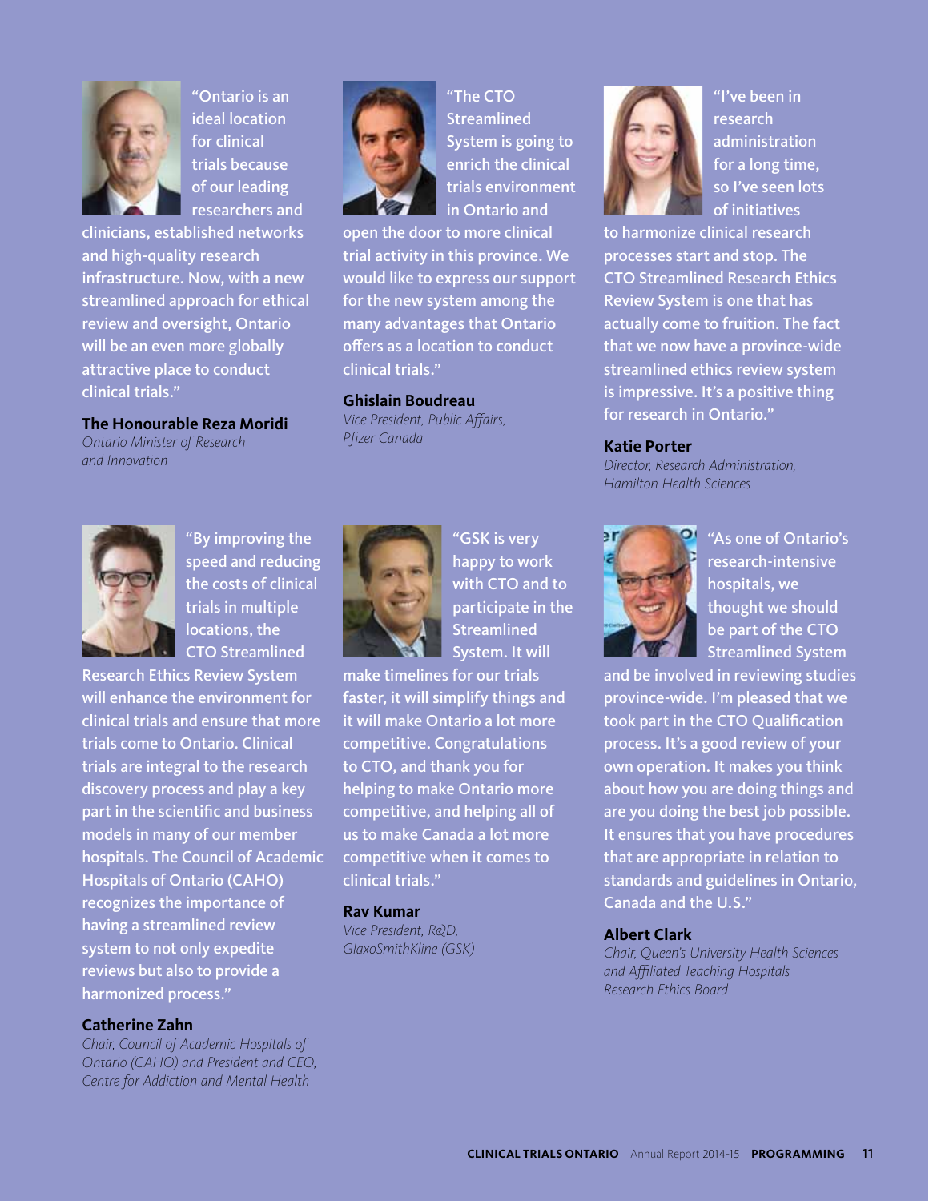"Ontario is an ideal location for clinical trials because of our leading researchers and clinicians, established networks and high-quality research infrastructure. Now, with a new streamlined approach for ethical review and oversight, Ontario will be an even more globally attractive place to conduct clinical trials."

**The Honourable Reza Moridi**
*Ontario Minister of Research and Innovation*

"The CTO Streamlined System is going to enrich the clinical trials environment in Ontario and open the door to more clinical trial activity in this province. We would like to express our support for the new system among the many advantages that Ontario offers as a location to conduct clinical trials."

**Ghislain Boudreau**
*Vice President, Public Affairs, Pfizer Canada*

"I've been in research administration for a long time, so I've seen lots of initiatives to harmonize clinical research processes start and stop. The CTO Streamlined Research Ethics Review System is one that has actually come to fruition. The fact that we now have a province-wide streamlined ethics review system is impressive. It's a positive thing for research in Ontario."

**Katie Porter**
*Director, Research Administration, Hamilton Health Sciences*

"By improving the speed and reducing the costs of clinical trials in multiple locations, the CTO Streamlined Research Ethics Review System will enhance the environment for clinical trials and ensure that more trials come to Ontario. Clinical trials are integral to the research discovery process and play a key part in the scientific and business models in many of our member hospitals. The Council of Academic Hospitals of Ontario (CAHO) recognizes the importance of having a streamlined review system to not only expedite reviews but also to provide a harmonized process."

**Catherine Zahn**
*Chair, Council of Academic Hospitals of Ontario (CAHO) and President and CEO, Centre for Addiction and Mental Health*

"GSK is very happy to work with CTO and to participate in the Streamlined System. It will make timelines for our trials faster, it will simplify things and it will make Ontario a lot more competitive. Congratulations to CTO, and thank you for helping to make Ontario more competitive, and helping all of us to make Canada a lot more competitive when it comes to clinical trials."

**Rav Kumar**
*Vice President, R&D, GlaxoSmithKline (GSK)*

"As one of Ontario's research-intensive hospitals, we thought we should be part of the CTO Streamlined System and be involved in reviewing studies province-wide. I'm pleased that we took part in the CTO Qualification process. It's a good review of your own operation. It makes you think about how you are doing things and are you doing the best job possible. It ensures that you have procedures that are appropriate in relation to standards and guidelines in Ontario, Canada and the U.S."

**Albert Clark**
*Chair, Queen's University Health Sciences and Affiliated Teaching Hospitals Research Ethics Board*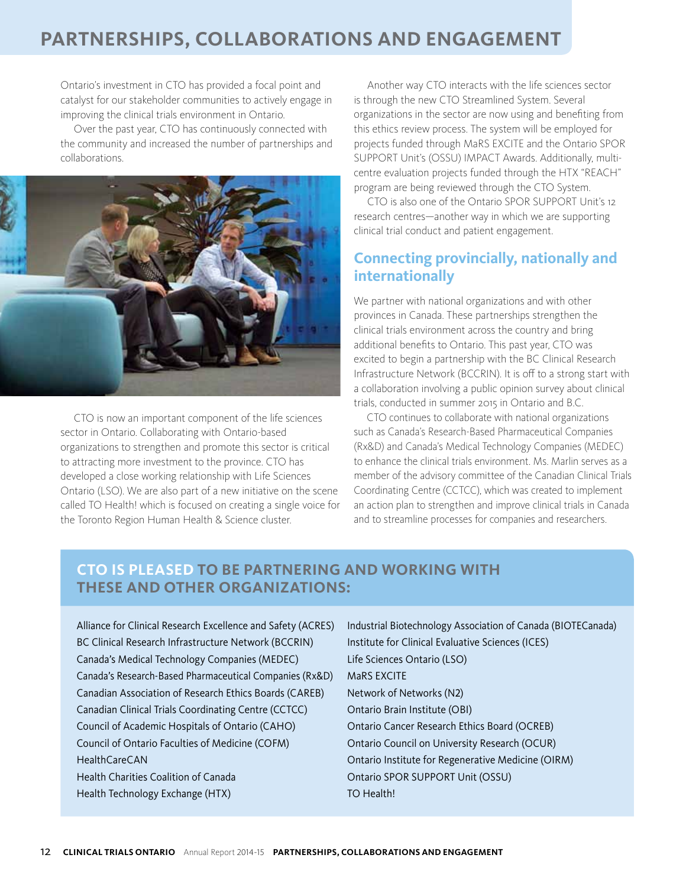# PARTNERSHIPS, COLLABORATIONS AND ENGAGEMENT

Ontario's investment in CTO has provided a focal point and catalyst for our stakeholder communities to actively engage in improving the clinical trials environment in Ontario.

Over the past year, CTO has continuously connected with the community and increased the number of partnerships and collaborations.

CTO is now an important component of the life sciences sector in Ontario. Collaborating with Ontario-based organizations to strengthen and promote this sector is critical to attracting more investment to the province. CTO has developed a close working relationship with Life Sciences Ontario (LSO). We are also part of a new initiative on the scene called TO Health! which is focused on creating a single voice for the Toronto Region Human Health & Science cluster.

Another way CTO interacts with the life sciences sector is through the new CTO Streamlined System. Several organizations in the sector are now using and benefiting from this ethics review process. The system will be employed for projects funded through MaRS EXCITE and the Ontario SPOR SUPPORT Unit's (OSSU) IMPACT Awards. Additionally, multi-centre evaluation projects funded through the HTX "REACH" program are being reviewed through the CTO System.

CTO is also one of the Ontario SPOR SUPPORT Unit's 12 research centres—another way in which we are supporting clinical trial conduct and patient engagement.

## Connecting provincially, nationally and internationally

We partner with national organizations and with other provinces in Canada. These partnerships strengthen the clinical trials environment across the country and bring additional benefits to Ontario. This past year, CTO was excited to begin a partnership with the BC Clinical Research Infrastructure Network (BCCRIN). It is off to a strong start with a collaboration involving a public opinion survey about clinical trials, conducted in summer 2015 in Ontario and B.C.

CTO continues to collaborate with national organizations such as Canada's Research-Based Pharmaceutical Companies (Rx&D) and Canada's Medical Technology Companies (MEDEC) to enhance the clinical trials environment. Ms. Marlin serves as a member of the advisory committee of the Canadian Clinical Trials Coordinating Centre (CCTCC), which was created to implement an action plan to strengthen and improve clinical trials in Canada and to streamline processes for companies and researchers.

## CTO IS PLEASED TO BE PARTNERING AND WORKING WITH THESE AND OTHER ORGANIZATIONS:

- Alliance for Clinical Research Excellence and Safety (ACRES)
- BC Clinical Research Infrastructure Network (BCCRIN)
- Canada's Medical Technology Companies (MEDEC)
- Canada's Research-Based Pharmaceutical Companies (Rx&D)
- Canadian Association of Research Ethics Boards (CAREB)
- Canadian Clinical Trials Coordinating Centre (CCTCC)
- Council of Academic Hospitals of Ontario (CAHO)
- Council of Ontario Faculties of Medicine (COFM)
- HealthCareCAN
- Health Charities Coalition of Canada
- Health Technology Exchange (HTX)
- Industrial Biotechnology Association of Canada (BIOTECanada)
- Institute for Clinical Evaluative Sciences (ICES)
- Life Sciences Ontario (LSO)
- MaRS EXCITE
- Network of Networks (N2)
- Ontario Brain Institute (OBI)
- Ontario Cancer Research Ethics Board (OCREB)
- Ontario Council on University Research (OCUR)
- Ontario Institute for Regenerative Medicine (OIRM)
- Ontario SPOR SUPPORT Unit (OSSU)
- TO Health!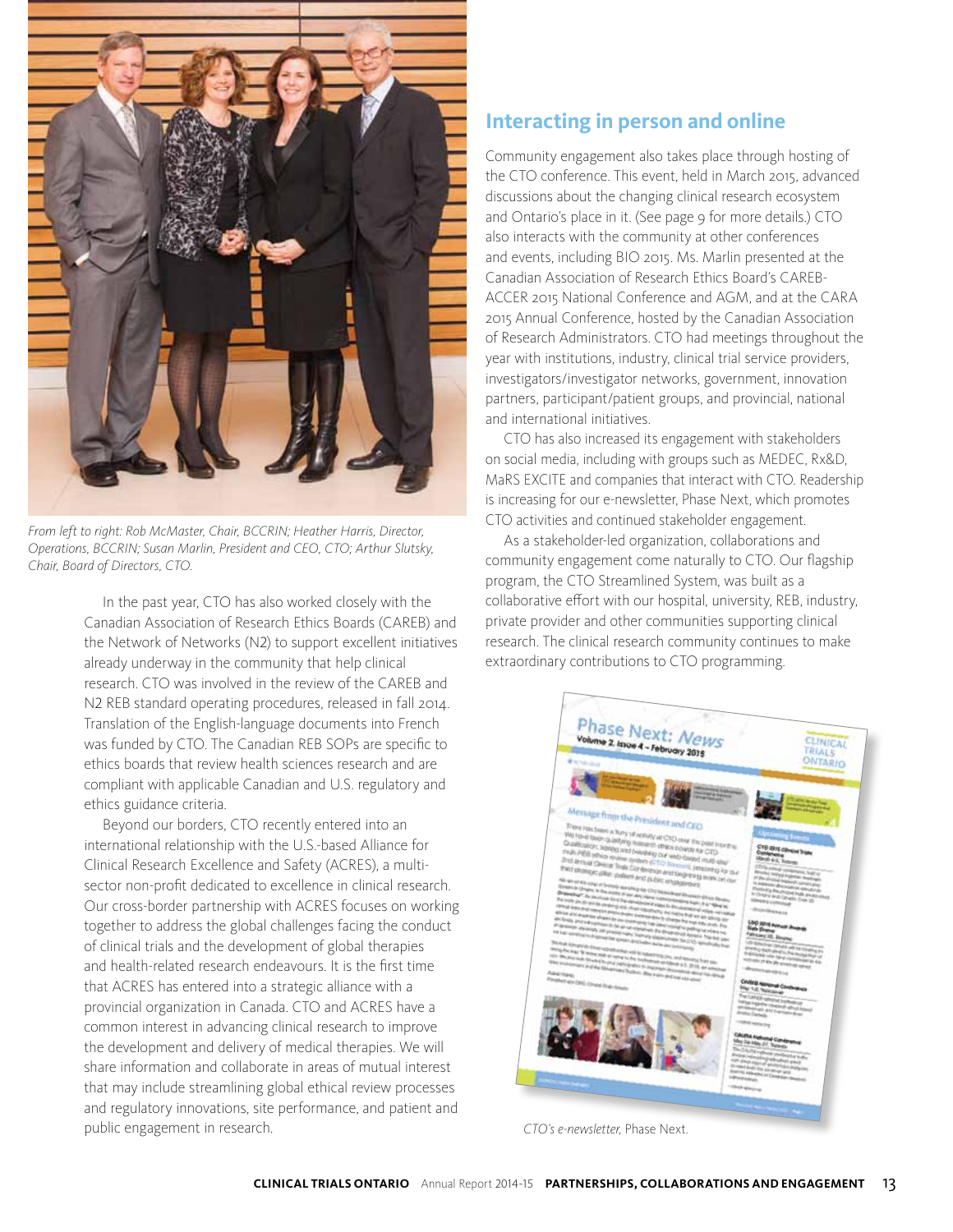From left to right: Rob McMaster, Chair, BCCRIN; Heather Harris, Director, Operations, BCCRIN; Susan Marlin, President and CEO, CTO; Arthur Slutsky, Chair, Board of Directors, CTO.

In the past year, CTO has also worked closely with the Canadian Association of Research Ethics Boards (CAREB) and the Network of Networks (N2) to support excellent initiatives already underway in the community that help clinical research. CTO was involved in the review of the CAREB and N2 REB standard operating procedures, released in fall 2014. Translation of the English-language documents into French was funded by CTO. The Canadian REB SOPs are specific to ethics boards that review health sciences research and are compliant with applicable Canadian and U.S. regulatory and ethics guidance criteria.

Beyond our borders, CTO recently entered into an international relationship with the U.S.-based Alliance for Clinical Research Excellence and Safety (ACRES), a multi-sector non-profit dedicated to excellence in clinical research. Our cross-border partnership with ACRES focuses on working together to address the global challenges facing the conduct of clinical trials and the development of global therapies and health-related research endeavours. It is the first time that ACRES has entered into a strategic alliance with a provincial organization in Canada. CTO and ACRES have a common interest in advancing clinical research to improve the development and delivery of medical therapies. We will share information and collaborate in areas of mutual interest that may include streamlining global ethical review processes and regulatory innovations, site performance, and patient and public engagement in research.

## Interacting in person and online

Community engagement also takes place through hosting of the CTO conference. This event, held in March 2015, advanced discussions about the changing clinical research ecosystem and Ontario's place in it. (See page 9 for more details.) CTO also interacts with the community at other conferences and events, including BIO 2015. Ms. Marlin presented at the Canadian Association of Research Ethics Board's CAREB-ACCER 2015 National Conference and AGM, and at the CARA 2015 Annual Conference, hosted by the Canadian Association of Research Administrators. CTO had meetings throughout the year with institutions, industry, clinical trial service providers, investigators/investigator networks, government, innovation partners, participant/patient groups, and provincial, national and international initiatives.

CTO has also increased its engagement with stakeholders on social media, including with groups such as MEDEC, Rx&D, MaRS EXCITE and companies that interact with CTO. Readership is increasing for our e-newsletter, Phase Next, which promotes CTO activities and continued stakeholder engagement.

As a stakeholder-led organization, collaborations and community engagement come naturally to CTO. Our flagship program, the CTO Streamlined System, was built as a collaborative effort with our hospital, university, REB, industry, private provider and other communities supporting clinical research. The clinical research community continues to make extraordinary contributions to CTO programming.

*CTO's e-newsletter,* Phase Next.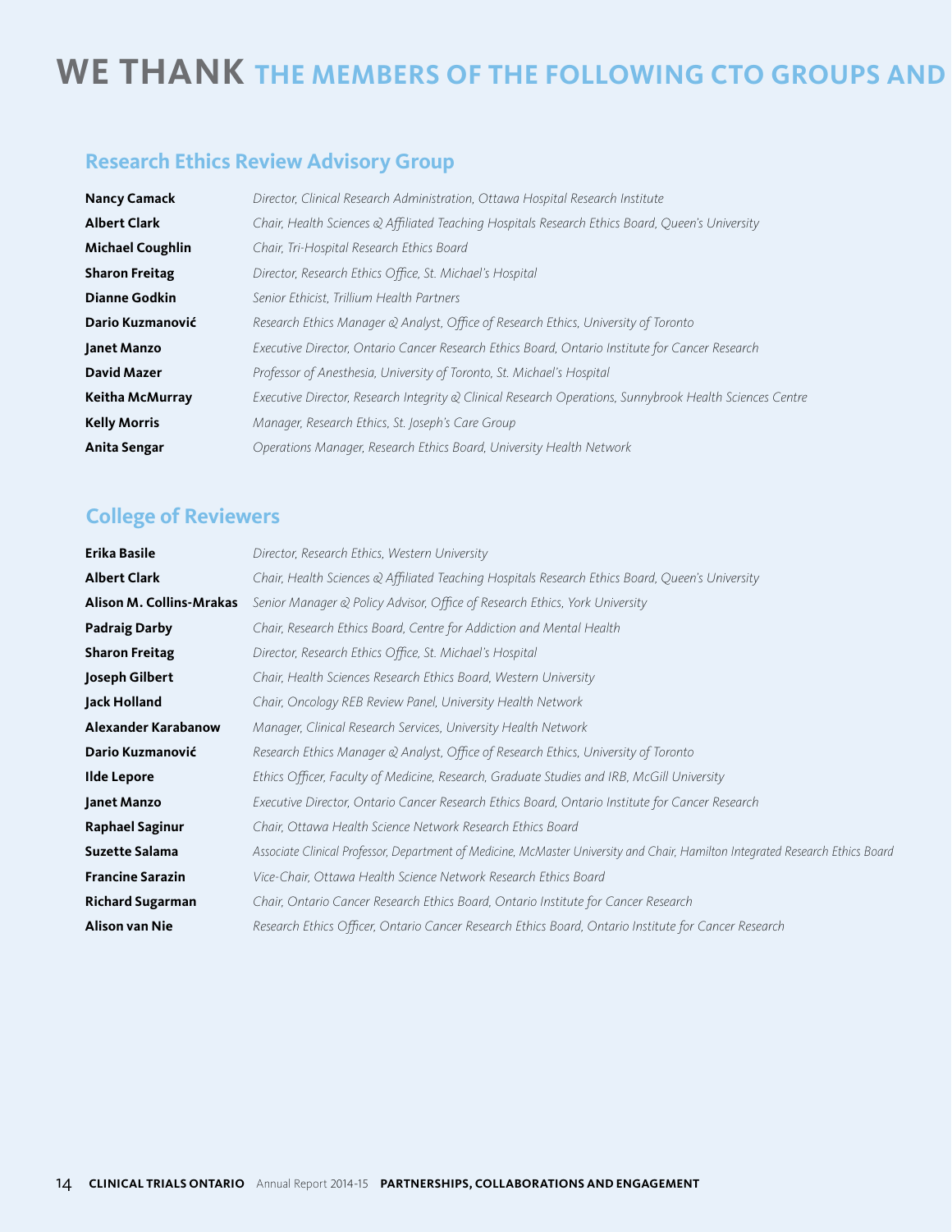# WE THANK THE MEMBERS OF THE FOLLOWING CTO GROUPS AND

## Research Ethics Review Advisory Group

| | |
|---|---|
| **Nancy Camack** | *Director, Clinical Research Administration, Ottawa Hospital Research Institute* |
| **Albert Clark** | *Chair, Health Sciences & Affiliated Teaching Hospitals Research Ethics Board, Queen's University* |
| **Michael Coughlin** | *Chair, Tri-Hospital Research Ethics Board* |
| **Sharon Freitag** | *Director, Research Ethics Office, St. Michael's Hospital* |
| **Dianne Godkin** | *Senior Ethicist, Trillium Health Partners* |
| **Dario Kuzmanović** | *Research Ethics Manager & Analyst, Office of Research Ethics, University of Toronto* |
| **Janet Manzo** | *Executive Director, Ontario Cancer Research Ethics Board, Ontario Institute for Cancer Research* |
| **David Mazer** | *Professor of Anesthesia, University of Toronto, St. Michael's Hospital* |
| **Keitha McMurray** | *Executive Director, Research Integrity & Clinical Research Operations, Sunnybrook Health Sciences Centre* |
| **Kelly Morris** | *Manager, Research Ethics, St. Joseph's Care Group* |
| **Anita Sengar** | *Operations Manager, Research Ethics Board, University Health Network* |

## College of Reviewers

| | |
|---|---|
| **Erika Basile** | *Director, Research Ethics, Western University* |
| **Albert Clark** | *Chair, Health Sciences & Affiliated Teaching Hospitals Research Ethics Board, Queen's University* |
| **Alison M. Collins-Mrakas** | *Senior Manager & Policy Advisor, Office of Research Ethics, York University* |
| **Padraig Darby** | *Chair, Research Ethics Board, Centre for Addiction and Mental Health* |
| **Sharon Freitag** | *Director, Research Ethics Office, St. Michael's Hospital* |
| **Joseph Gilbert** | *Chair, Health Sciences Research Ethics Board, Western University* |
| **Jack Holland** | *Chair, Oncology REB Review Panel, University Health Network* |
| **Alexander Karabanow** | *Manager, Clinical Research Services, University Health Network* |
| **Dario Kuzmanović** | *Research Ethics Manager & Analyst, Office of Research Ethics, University of Toronto* |
| **Ilde Lepore** | *Ethics Officer, Faculty of Medicine, Research, Graduate Studies and IRB, McGill University* |
| **Janet Manzo** | *Executive Director, Ontario Cancer Research Ethics Board, Ontario Institute for Cancer Research* |
| **Raphael Saginur** | *Chair, Ottawa Health Science Network Research Ethics Board* |
| **Suzette Salama** | *Associate Clinical Professor, Department of Medicine, McMaster University and Chair, Hamilton Integrated Research Ethics Board* |
| **Francine Sarazin** | *Vice-Chair, Ottawa Health Science Network Research Ethics Board* |
| **Richard Sugarman** | *Chair, Ontario Cancer Research Ethics Board, Ontario Institute for Cancer Research* |
| **Alison van Nie** | *Research Ethics Officer, Ontario Cancer Research Ethics Board, Ontario Institute for Cancer Research* |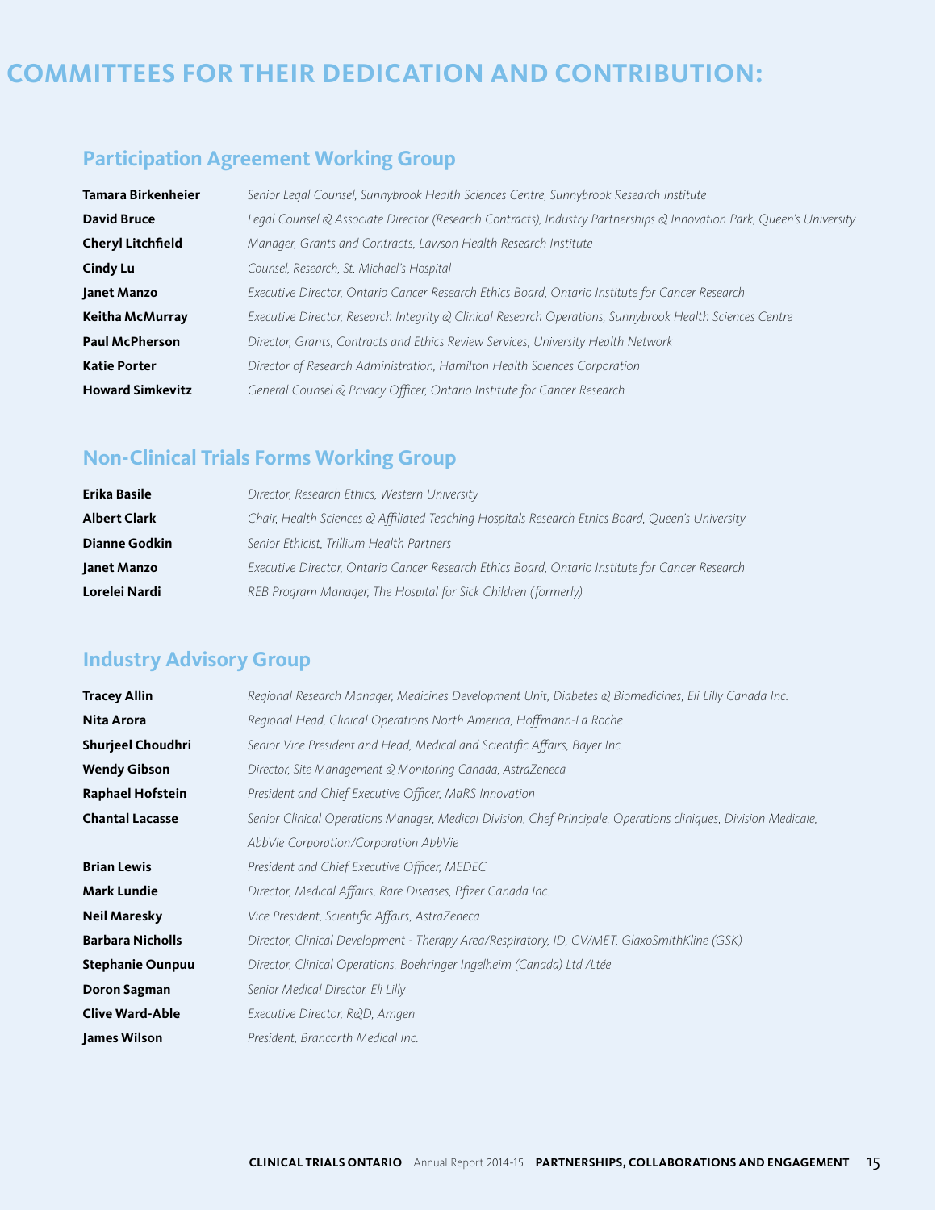# COMMITTEES FOR THEIR DEDICATION AND CONTRIBUTION:

## Participation Agreement Working Group

| | |
|---|---|
| **Tamara Birkenheier** | *Senior Legal Counsel, Sunnybrook Health Sciences Centre, Sunnybrook Research Institute* |
| **David Bruce** | *Legal Counsel & Associate Director (Research Contracts), Industry Partnerships & Innovation Park, Queen's University* |
| **Cheryl Litchfield** | *Manager, Grants and Contracts, Lawson Health Research Institute* |
| **Cindy Lu** | *Counsel, Research, St. Michael's Hospital* |
| **Janet Manzo** | *Executive Director, Ontario Cancer Research Ethics Board, Ontario Institute for Cancer Research* |
| **Keitha McMurray** | *Executive Director, Research Integrity & Clinical Research Operations, Sunnybrook Health Sciences Centre* |
| **Paul McPherson** | *Director, Grants, Contracts and Ethics Review Services, University Health Network* |
| **Katie Porter** | *Director of Research Administration, Hamilton Health Sciences Corporation* |
| **Howard Simkevitz** | *General Counsel & Privacy Officer, Ontario Institute for Cancer Research* |

## Non-Clinical Trials Forms Working Group

| | |
|---|---|
| **Erika Basile** | *Director, Research Ethics, Western University* |
| **Albert Clark** | *Chair, Health Sciences & Affiliated Teaching Hospitals Research Ethics Board, Queen's University* |
| **Dianne Godkin** | *Senior Ethicist, Trillium Health Partners* |
| **Janet Manzo** | *Executive Director, Ontario Cancer Research Ethics Board, Ontario Institute for Cancer Research* |
| **Lorelei Nardi** | *REB Program Manager, The Hospital for Sick Children (formerly)* |

## Industry Advisory Group

| | |
|---|---|
| **Tracey Allin** | *Regional Research Manager, Medicines Development Unit, Diabetes & Biomedicines, Eli Lilly Canada Inc.* |
| **Nita Arora** | *Regional Head, Clinical Operations North America, Hoffmann-La Roche* |
| **Shurjeel Choudhri** | *Senior Vice President and Head, Medical and Scientific Affairs, Bayer Inc.* |
| **Wendy Gibson** | *Director, Site Management & Monitoring Canada, AstraZeneca* |
| **Raphael Hofstein** | *President and Chief Executive Officer, MaRS Innovation* |
| **Chantal Lacasse** | *Senior Clinical Operations Manager, Medical Division, Chef Principale, Operations cliniques, Division Medicale, AbbVie Corporation/Corporation AbbVie* |
| **Brian Lewis** | *President and Chief Executive Officer, MEDEC* |
| **Mark Lundie** | *Director, Medical Affairs, Rare Diseases, Pfizer Canada Inc.* |
| **Neil Maresky** | *Vice President, Scientific Affairs, AstraZeneca* |
| **Barbara Nicholls** | *Director, Clinical Development - Therapy Area/Respiratory, ID, CV/MET, GlaxoSmithKline (GSK)* |
| **Stephanie Ounpuu** | *Director, Clinical Operations, Boehringer Ingelheim (Canada) Ltd./Ltée* |
| **Doron Sagman** | *Senior Medical Director, Eli Lilly* |
| **Clive Ward-Able** | *Executive Director, R&D, Amgen* |
| **James Wilson** | *President, Brancorth Medical Inc.* |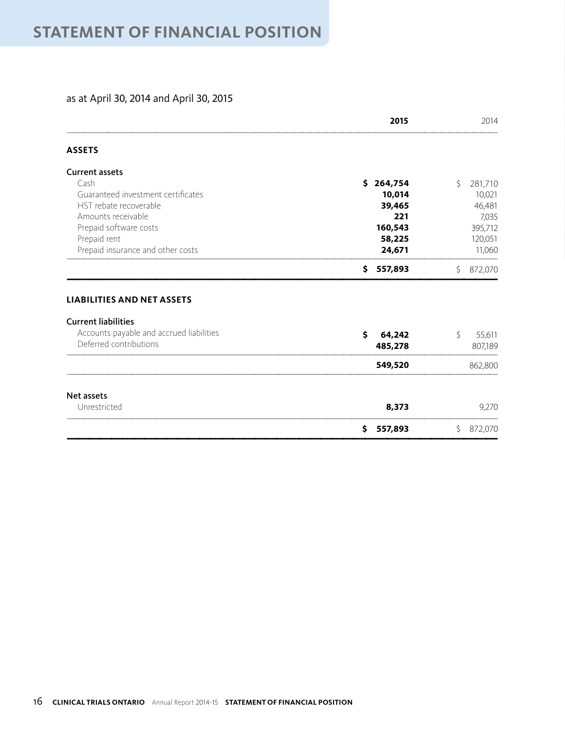# STATEMENT OF FINANCIAL POSITION

as at April 30, 2014 and April 30, 2015

| | **2015** | 2014 |
|---|---|---|
| **ASSETS** | | |
| **Current assets** | | |
| Cash | **$ 264,754** | $ 281,710 |
| Guaranteed investment certificates | **10,014** | 10,021 |
| HST rebate recoverable | **39,465** | 46,481 |
| Amounts receivable | **221** | 7,035 |
| Prepaid software costs | **160,543** | 395,712 |
| Prepaid rent | **58,225** | 120,051 |
| Prepaid insurance and other costs | **24,671** | 11,060 |
| | **$ 557,893** | $ 872,070 |
| **LIABILITIES AND NET ASSETS** | | |
| **Current liabilities** | | |
| Accounts payable and accrued liabilities | **$ 64,242** | $ 55,611 |
| Deferred contributions | **485,278** | 807,189 |
| | **549,520** | 862,800 |
| **Net assets** | | |
| Unrestricted | **8,373** | 9,270 |
| | **$ 557,893** | $ 872,070 |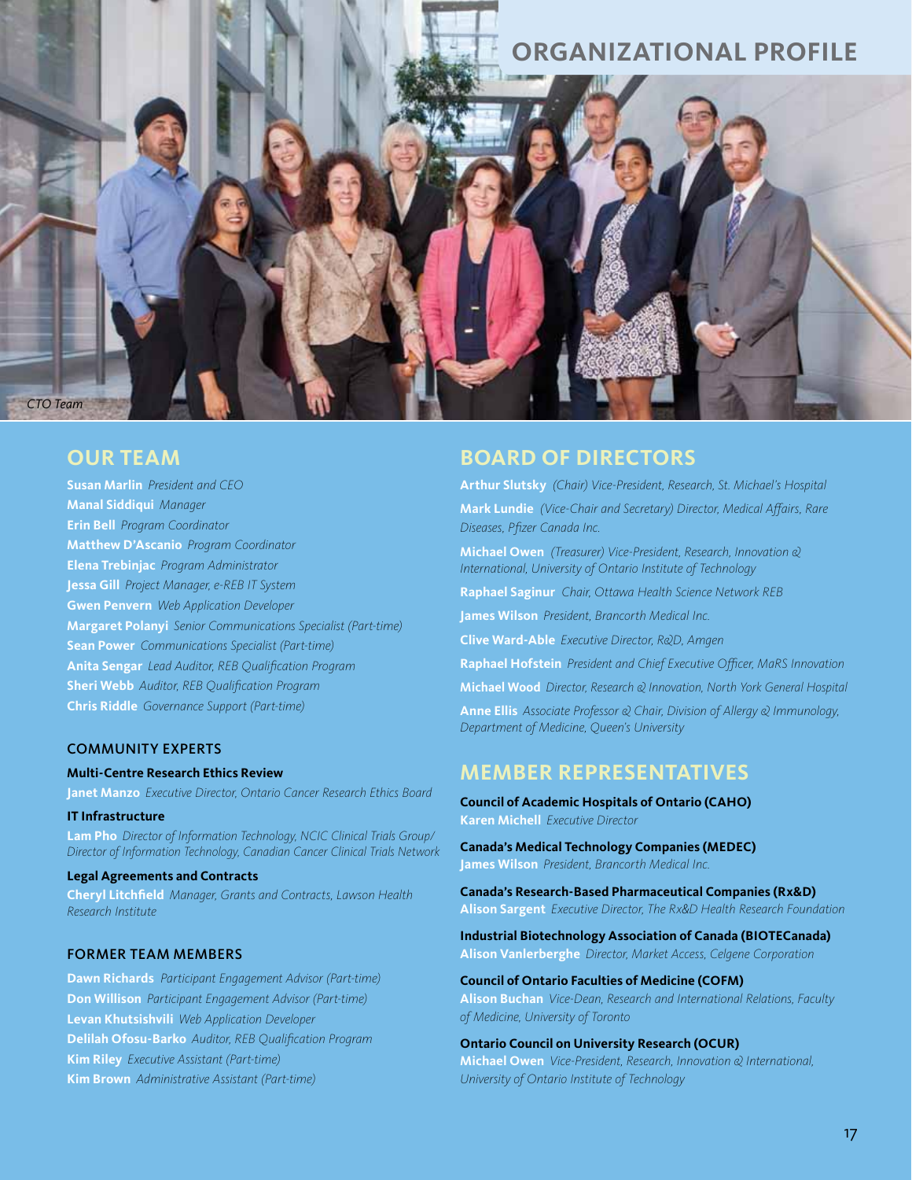# ORGANIZATIONAL PROFILE

*CTO Team*

## OUR TEAM

**Susan Marlin** *President and CEO*
**Manal Siddiqui** *Manager*
**Erin Bell** *Program Coordinator*
**Matthew D'Ascanio** *Program Coordinator*
**Elena Trebinjac** *Program Administrator*
**Jessa Gill** *Project Manager, e-REB IT System*
**Gwen Penvern** *Web Application Developer*
**Margaret Polanyi** *Senior Communications Specialist (Part-time)*
**Sean Power** *Communications Specialist (Part-time)*
**Anita Sengar** *Lead Auditor, REB Qualification Program*
**Sheri Webb** *Auditor, REB Qualification Program*
**Chris Riddle** *Governance Support (Part-time)*

### COMMUNITY EXPERTS

**Multi-Centre Research Ethics Review**
**Janet Manzo** *Executive Director, Ontario Cancer Research Ethics Board*

**IT Infrastructure**
**Lam Pho** *Director of Information Technology, NCIC Clinical Trials Group/ Director of Information Technology, Canadian Cancer Clinical Trials Network*

**Legal Agreements and Contracts**
**Cheryl Litchfield** *Manager, Grants and Contracts, Lawson Health Research Institute*

### FORMER TEAM MEMBERS

**Dawn Richards** *Participant Engagement Advisor (Part-time)*
**Don Willison** *Participant Engagement Advisor (Part-time)*
**Levan Khutsishvili** *Web Application Developer*
**Delilah Ofosu-Barko** *Auditor, REB Qualification Program*
**Kim Riley** *Executive Assistant (Part-time)*
**Kim Brown** *Administrative Assistant (Part-time)*

## BOARD OF DIRECTORS

**Arthur Slutsky** *(Chair) Vice-President, Research, St. Michael's Hospital*

**Mark Lundie** *(Vice-Chair and Secretary) Director, Medical Affairs, Rare Diseases, Pfizer Canada Inc.*

**Michael Owen** *(Treasurer) Vice-President, Research, Innovation & International, University of Ontario Institute of Technology*

**Raphael Saginur** *Chair, Ottawa Health Science Network REB*

**James Wilson** *President, Brancorth Medical Inc.*

**Clive Ward-Able** *Executive Director, R&D, Amgen*

**Raphael Hofstein** *President and Chief Executive Officer, MaRS Innovation*

**Michael Wood** *Director, Research & Innovation, North York General Hospital*

**Anne Ellis** *Associate Professor & Chair, Division of Allergy & Immunology, Department of Medicine, Queen's University*

## MEMBER REPRESENTATIVES

**Council of Academic Hospitals of Ontario (CAHO)**
**Karen Michell** *Executive Director*

**Canada's Medical Technology Companies (MEDEC)**
**James Wilson** *President, Brancorth Medical Inc.*

**Canada's Research-Based Pharmaceutical Companies (Rx&D)**
**Alison Sargent** *Executive Director, The Rx&D Health Research Foundation*

**Industrial Biotechnology Association of Canada (BIOTECanada)**
**Alison Vanlerberghe** *Director, Market Access, Celgene Corporation*

**Council of Ontario Faculties of Medicine (COFM)**
**Alison Buchan** *Vice-Dean, Research and International Relations, Faculty of Medicine, University of Toronto*

**Ontario Council on University Research (OCUR)**
**Michael Owen** *Vice-President, Research, Innovation & International, University of Ontario Institute of Technology*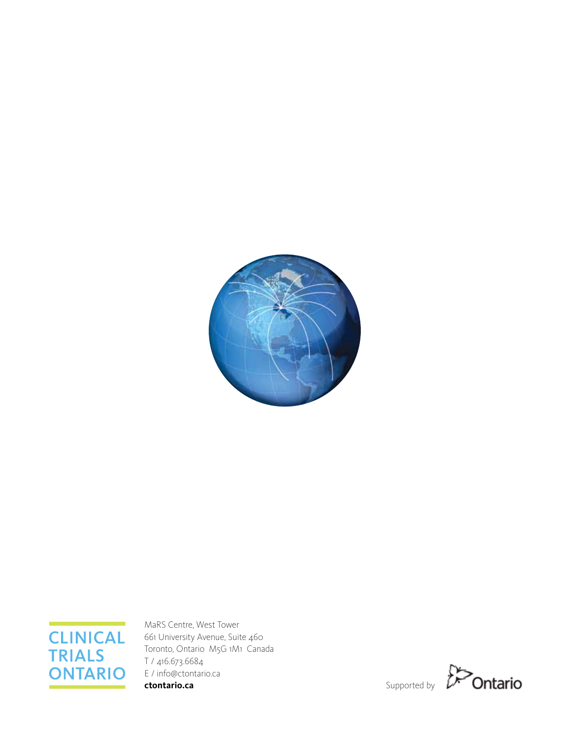CLINICAL TRIALS ONTARIO

MaRS Centre, West Tower
661 University Avenue, Suite 460
Toronto, Ontario M5G 1M1 Canada
T / 416.673.6684
E / info@ctontario.ca
**ctontario.ca**

Supported by Ontario